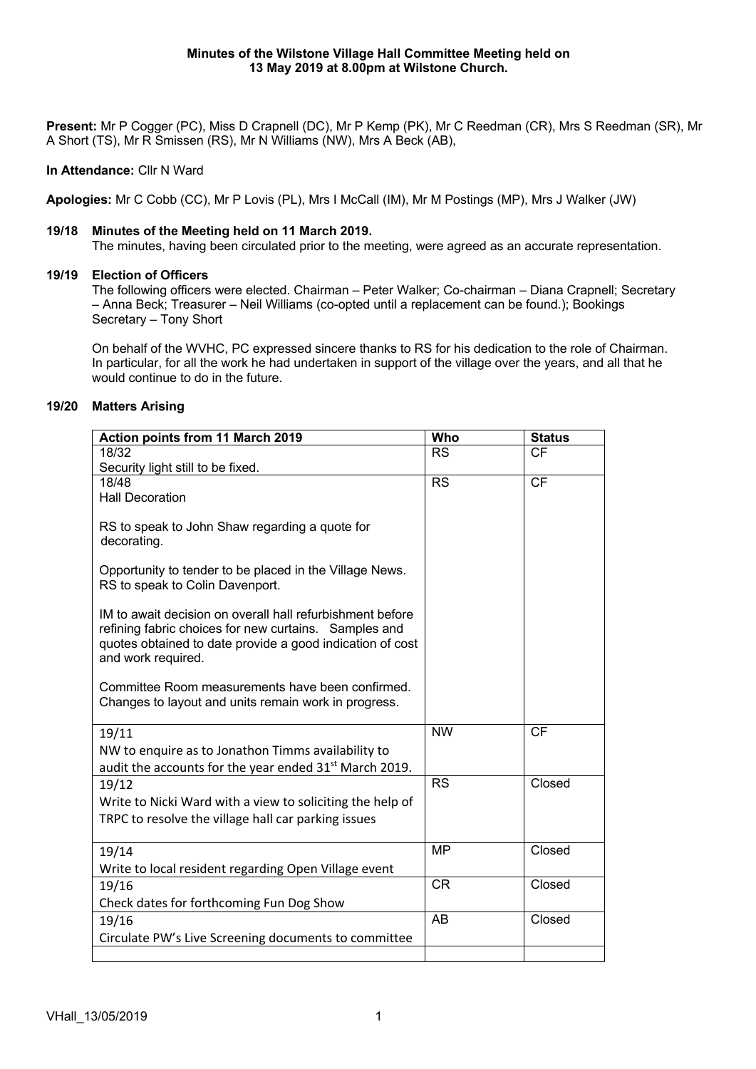**Minutes of the Wilstone Village Hall Committee Meeting held on 13 May 2019 at 8.00pm at Wilstone Church.**

**Present:** Mr P Cogger (PC), Miss D Crapnell (DC), Mr P Kemp (PK), Mr C Reedman (CR), Mrs S Reedman (SR), Mr A Short (TS), Mr R Smissen (RS), Mr N Williams (NW), Mrs A Beck (AB),

**In Attendance:** Cllr N Ward

**Apologies:** Mr C Cobb (CC), Mr P Lovis (PL), Mrs I McCall (IM), Mr M Postings (MP), Mrs J Walker (JW)

### 19/18 Minutes of the Meeting held on 11 March 2019.

The minutes, having been circulated prior to the meeting, were agreed as an accurate representation.

### 19/19 Election of Officers

The following officers were elected. Chairman – Peter Walker; Co-chairman – Diana Crapnell; Secretary – Anna Beck; Treasurer – Neil Williams (co-opted until a replacement can be found.); Bookings Secretary – Tony Short

On behalf of the WVHC, PC expressed sincere thanks to RS for his dedication to the role of Chairman. In particular, for all the work he had undertaken in support of the village over the years, and all that he would continue to do in the future.

### 19/20 Matters Arising

| Action points from 11 March 2019 | Who | Status |
| --- | --- | --- |
| 18/32<br>Security light still to be fixed. | RS | CF |
| 18/48<br>Hall Decoration<br><br>RS to speak to John Shaw regarding a quote for decorating.<br><br>Opportunity to tender to be placed in the Village News. RS to speak to Colin Davenport.<br><br>IM to await decision on overall hall refurbishment before refining fabric choices for new curtains. Samples and quotes obtained to date provide a good indication of cost and work required.<br><br>Committee Room measurements have been confirmed. Changes to layout and units remain work in progress. | RS | CF |
| 19/11<br>NW to enquire as to Jonathon Timms availability to audit the accounts for the year ended 31st March 2019. | NW | CF |
| 19/12<br>Write to Nicki Ward with a view to soliciting the help of TRPC to resolve the village hall car parking issues | RS | Closed |
| 19/14<br>Write to local resident regarding Open Village event | MP | Closed |
| 19/16<br>Check dates for forthcoming Fun Dog Show | CR | Closed |
| 19/16<br>Circulate PW's Live Screening documents to committee | AB | Closed |
| | | |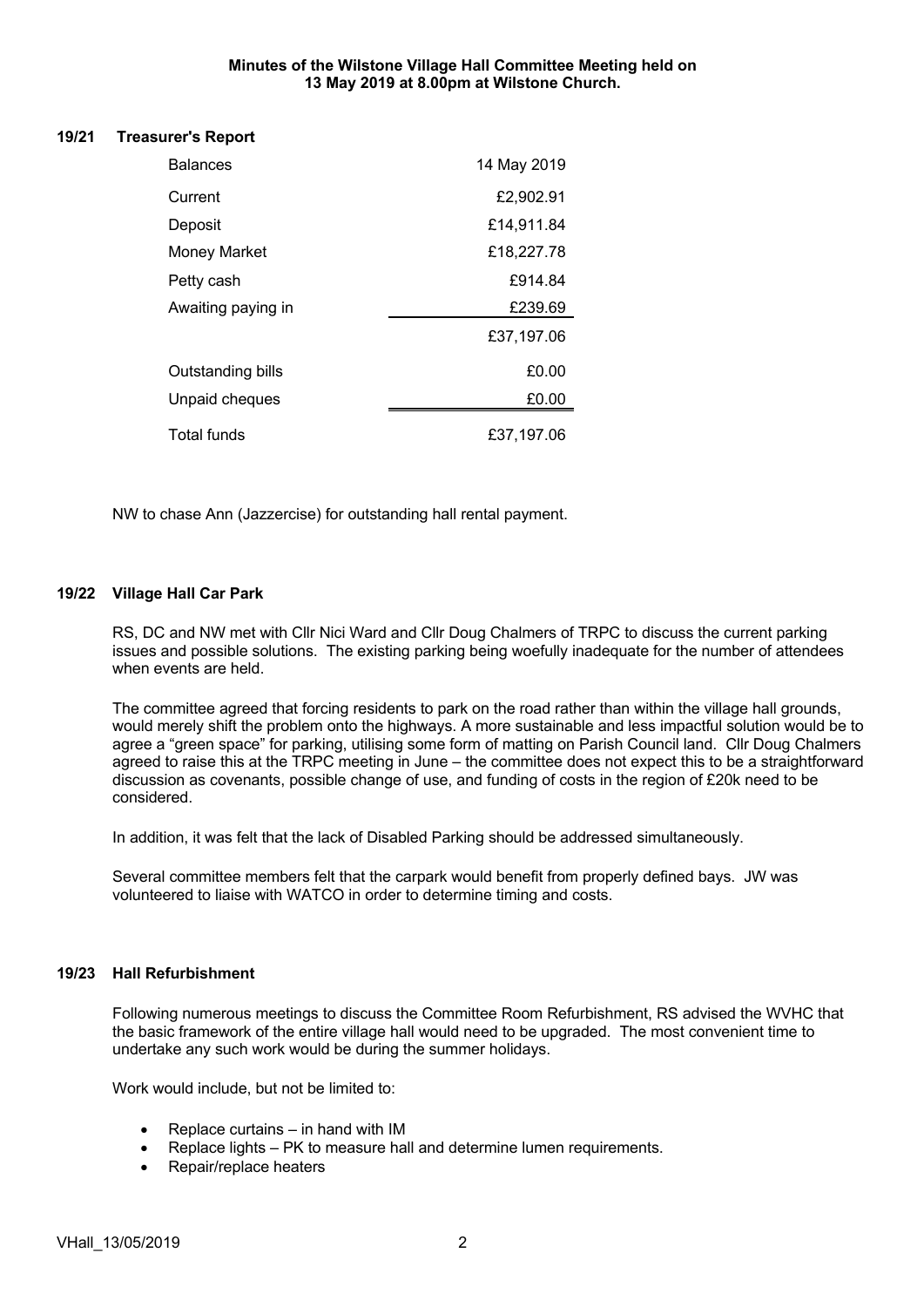**Minutes of the Wilstone Village Hall Committee Meeting held on 13 May 2019 at 8.00pm at Wilstone Church.**

## 19/21 Treasurer's Report

| Balances | 14 May 2019 |
|---|---|
| Current | £2,902.91 |
| Deposit | £14,911.84 |
| Money Market | £18,227.78 |
| Petty cash | £914.84 |
| Awaiting paying in | £239.69 |
| | £37,197.06 |
| Outstanding bills | £0.00 |
| Unpaid cheques | £0.00 |
| Total funds | £37,197.06 |

NW to chase Ann (Jazzercise) for outstanding hall rental payment.

## 19/22 Village Hall Car Park

RS, DC and NW met with Cllr Nici Ward and Cllr Doug Chalmers of TRPC to discuss the current parking issues and possible solutions. The existing parking being woefully inadequate for the number of attendees when events are held.

The committee agreed that forcing residents to park on the road rather than within the village hall grounds, would merely shift the problem onto the highways. A more sustainable and less impactful solution would be to agree a "green space" for parking, utilising some form of matting on Parish Council land. Cllr Doug Chalmers agreed to raise this at the TRPC meeting in June – the committee does not expect this to be a straightforward discussion as covenants, possible change of use, and funding of costs in the region of £20k need to be considered.

In addition, it was felt that the lack of Disabled Parking should be addressed simultaneously.

Several committee members felt that the carpark would benefit from properly defined bays. JW was volunteered to liaise with WATCO in order to determine timing and costs.

## 19/23 Hall Refurbishment

Following numerous meetings to discuss the Committee Room Refurbishment, RS advised the WVHC that the basic framework of the entire village hall would need to be upgraded. The most convenient time to undertake any such work would be during the summer holidays.

Work would include, but not be limited to:

- Replace curtains – in hand with IM
- Replace lights – PK to measure hall and determine lumen requirements.
- Repair/replace heaters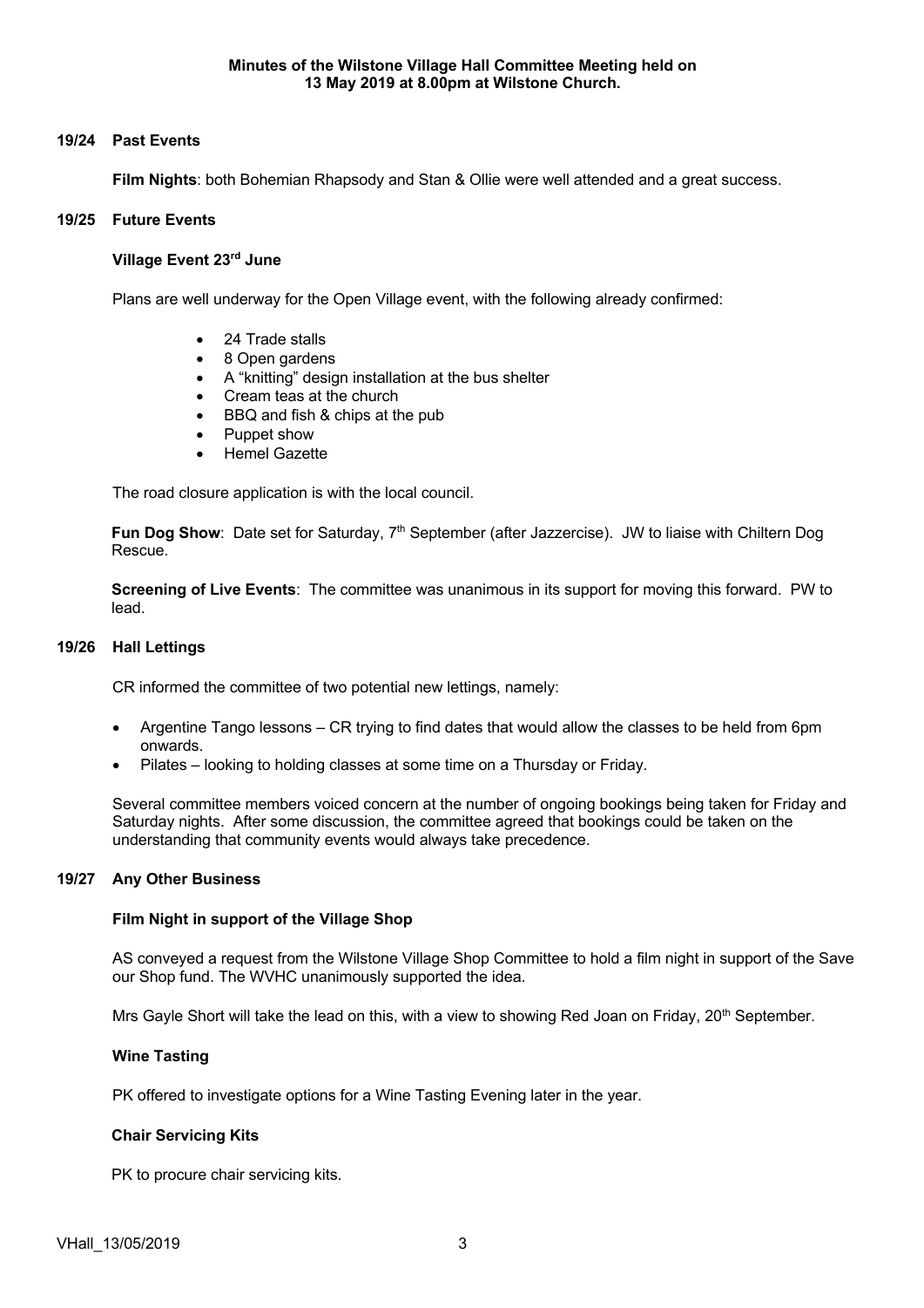**Minutes of the Wilstone Village Hall Committee Meeting held on 13 May 2019 at 8.00pm at Wilstone Church.**

**19/24 Past Events**

**Film Nights**: both Bohemian Rhapsody and Stan & Ollie were well attended and a great success.

**19/25 Future Events**

**Village Event 23rd June**

Plans are well underway for the Open Village event, with the following already confirmed:

- 24 Trade stalls
- 8 Open gardens
- A "knitting" design installation at the bus shelter
- Cream teas at the church
- BBQ and fish & chips at the pub
- Puppet show
- Hemel Gazette

The road closure application is with the local council.

**Fun Dog Show**: Date set for Saturday, 7th September (after Jazzercise). JW to liaise with Chiltern Dog Rescue.

**Screening of Live Events**: The committee was unanimous in its support for moving this forward. PW to lead.

**19/26 Hall Lettings**

CR informed the committee of two potential new lettings, namely:

- Argentine Tango lessons – CR trying to find dates that would allow the classes to be held from 6pm onwards.
- Pilates – looking to holding classes at some time on a Thursday or Friday.

Several committee members voiced concern at the number of ongoing bookings being taken for Friday and Saturday nights. After some discussion, the committee agreed that bookings could be taken on the understanding that community events would always take precedence.

**19/27 Any Other Business**

**Film Night in support of the Village Shop**

AS conveyed a request from the Wilstone Village Shop Committee to hold a film night in support of the Save our Shop fund. The WVHC unanimously supported the idea.

Mrs Gayle Short will take the lead on this, with a view to showing Red Joan on Friday, 20th September.

**Wine Tasting**

PK offered to investigate options for a Wine Tasting Evening later in the year.

**Chair Servicing Kits**

PK to procure chair servicing kits.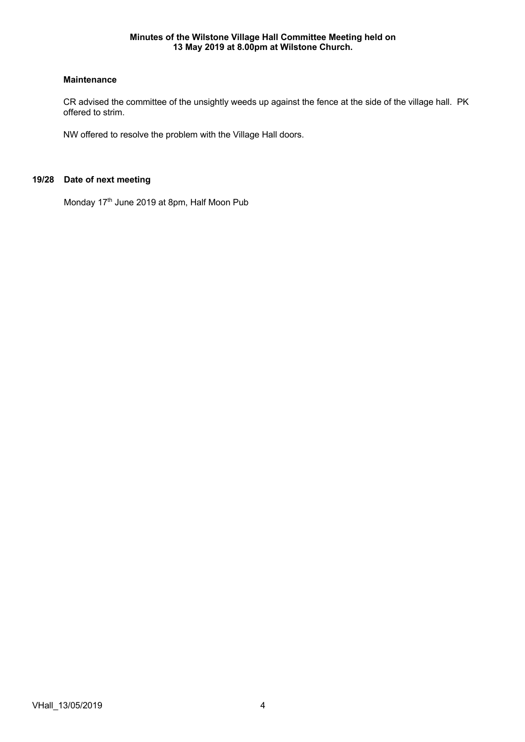**Minutes of the Wilstone Village Hall Committee Meeting held on 13 May 2019 at 8.00pm at Wilstone Church.**

**Maintenance**

CR advised the committee of the unsightly weeds up against the fence at the side of the village hall. PK offered to strim.

NW offered to resolve the problem with the Village Hall doors.

**19/28 Date of next meeting**

Monday 17th June 2019 at 8pm, Half Moon Pub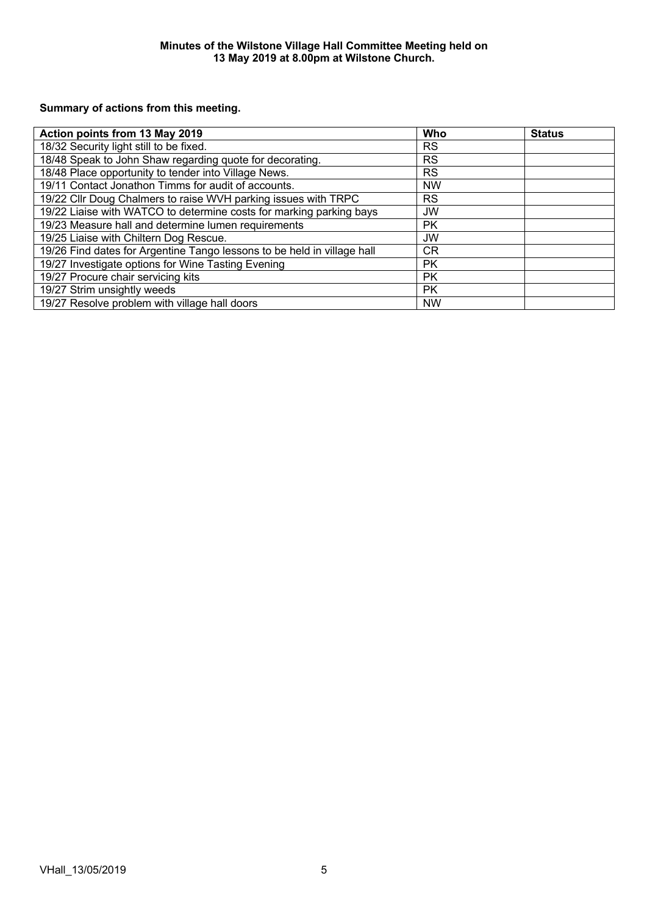**Minutes of the Wilstone Village Hall Committee Meeting held on 13 May 2019 at 8.00pm at Wilstone Church.**

**Summary of actions from this meeting.**

| Action points from 13 May 2019 | Who | Status |
|---|---|---|
| 18/32 Security light still to be fixed. | RS | |
| 18/48 Speak to John Shaw regarding quote for decorating. | RS | |
| 18/48 Place opportunity to tender into Village News. | RS | |
| 19/11 Contact Jonathon Timms for audit of accounts. | NW | |
| 19/22 Cllr Doug Chalmers to raise WVH parking issues with TRPC | RS | |
| 19/22 Liaise with WATCO to determine costs for marking parking bays | JW | |
| 19/23 Measure hall and determine lumen requirements | PK | |
| 19/25 Liaise with Chiltern Dog Rescue. | JW | |
| 19/26 Find dates for Argentine Tango lessons to be held in village hall | CR | |
| 19/27 Investigate options for Wine Tasting Evening | PK | |
| 19/27 Procure chair servicing kits | PK | |
| 19/27 Strim unsightly weeds | PK | |
| 19/27 Resolve problem with village hall doors | NW | |